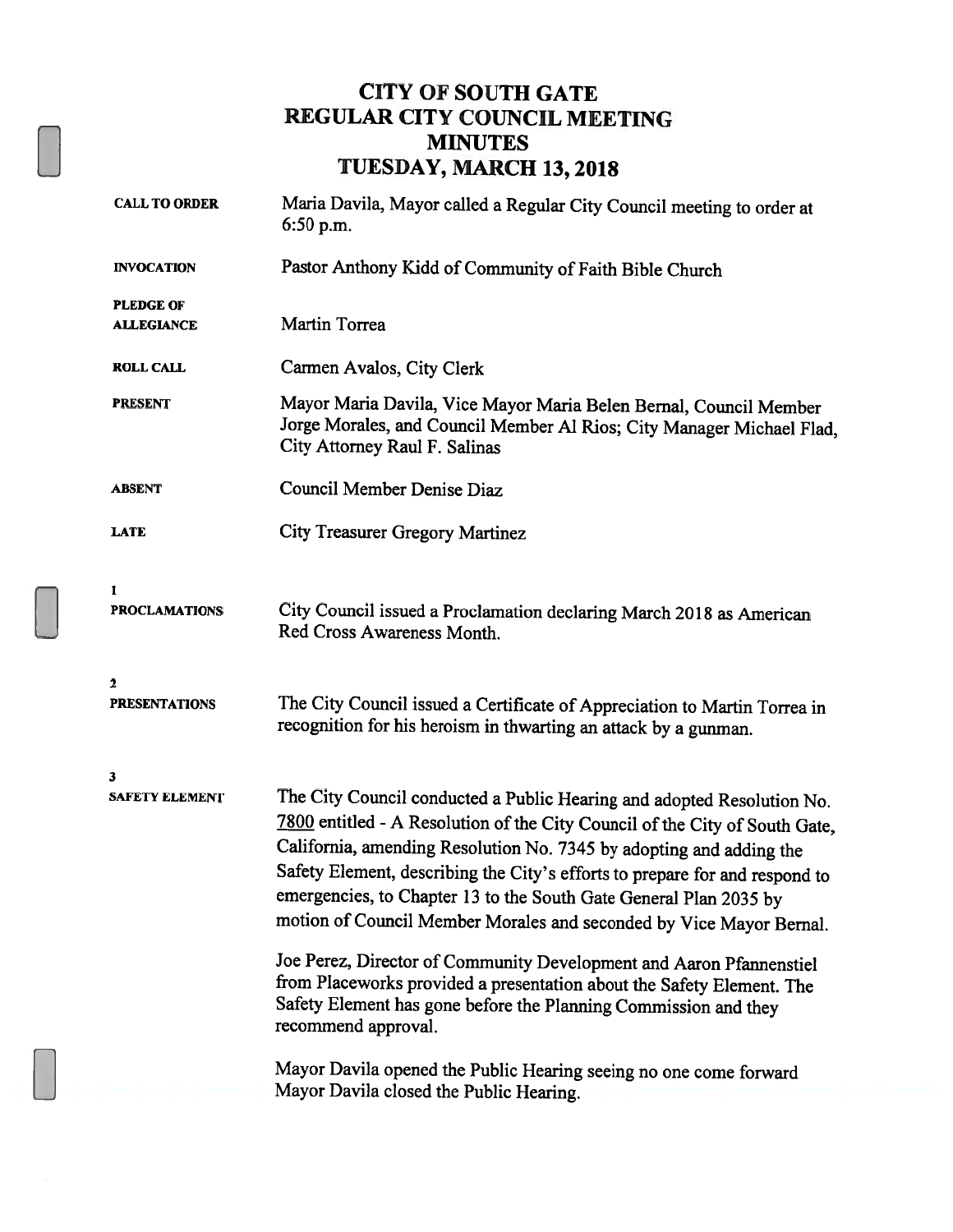# CITY OF SOUTH GATE
# REGULAR CITY COUNCIL MEETING
# MINUTES
# TUESDAY, MARCH 13, 2018

**CALL TO ORDER** Maria Davila, Mayor called a Regular City Council meeting to order at 6:50 p.m.

**INVOCATION** Pastor Anthony Kidd of Community of Faith Bible Church

**PLEDGE OF ALLEGIANCE** Martin Torrea

**ROLL CALL** Carmen Avalos, City Clerk

**PRESENT** Mayor Maria Davila, Vice Mayor Maria Belen Bernal, Council Member Jorge Morales, and Council Member Al Rios; City Manager Michael Flad, City Attorney Raul F. Salinas

**ABSENT** Council Member Denise Diaz

**LATE** City Treasurer Gregory Martinez

**1**
**PROCLAMATIONS** City Council issued a Proclamation declaring March 2018 as American Red Cross Awareness Month.

**2**
**PRESENTATIONS** The City Council issued a Certificate of Appreciation to Martin Torrea in recognition for his heroism in thwarting an attack by a gunman.

**3**
**SAFETY ELEMENT** The City Council conducted a Public Hearing and adopted Resolution No. 7800 entitled - A Resolution of the City Council of the City of South Gate, California, amending Resolution No. 7345 by adopting and adding the Safety Element, describing the City's efforts to prepare for and respond to emergencies, to Chapter 13 to the South Gate General Plan 2035 by motion of Council Member Morales and seconded by Vice Mayor Bernal.

Joe Perez, Director of Community Development and Aaron Pfannenstiel from Placeworks provided a presentation about the Safety Element. The Safety Element has gone before the Planning Commission and they recommend approval.

Mayor Davila opened the Public Hearing seeing no one come forward Mayor Davila closed the Public Hearing.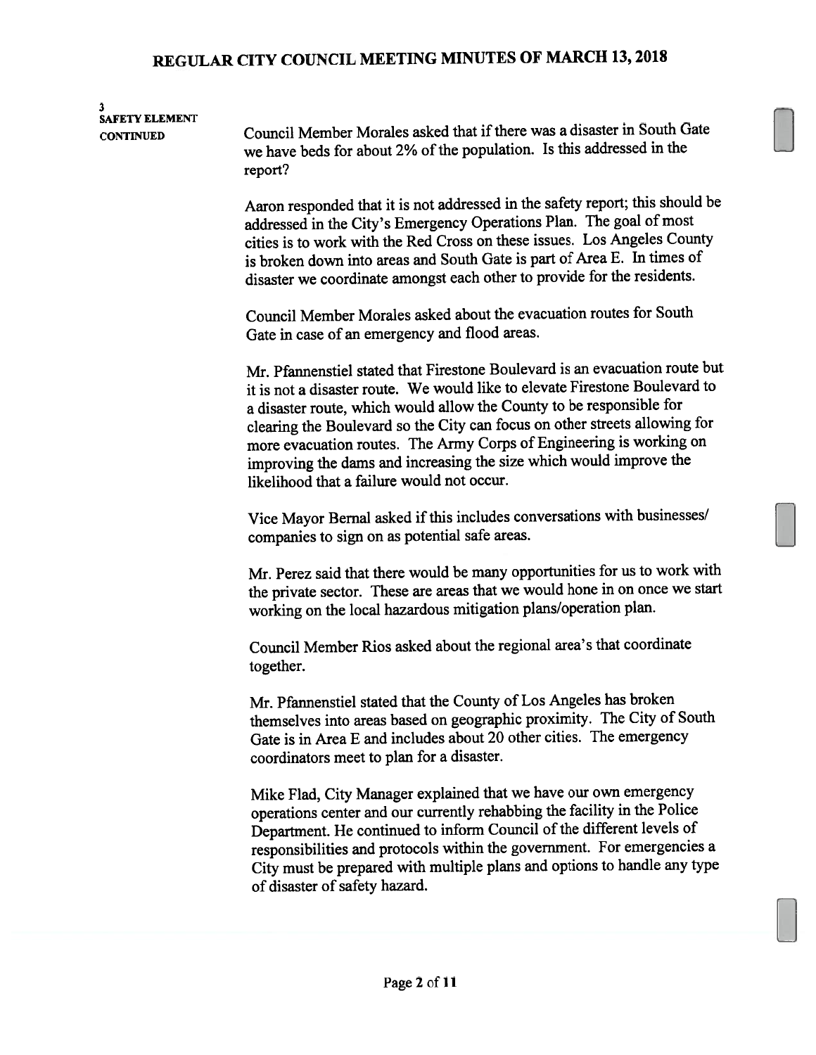**3**
**SAFETY ELEMENT**
**CONTINUED**

Council Member Morales asked that if there was a disaster in South Gate we have beds for about 2% of the population. Is this addressed in the report?

Aaron responded that it is not addressed in the safety report; this should be addressed in the City's Emergency Operations Plan. The goal of most cities is to work with the Red Cross on these issues. Los Angeles County is broken down into areas and South Gate is part of Area E. In times of disaster we coordinate amongst each other to provide for the residents.

Council Member Morales asked about the evacuation routes for South Gate in case of an emergency and flood areas.

Mr. Pfannenstiel stated that Firestone Boulevard is an evacuation route but it is not a disaster route. We would like to elevate Firestone Boulevard to a disaster route, which would allow the County to be responsible for clearing the Boulevard so the City can focus on other streets allowing for more evacuation routes. The Army Corps of Engineering is working on improving the dams and increasing the size which would improve the likelihood that a failure would not occur.

Vice Mayor Bernal asked if this includes conversations with businesses/ companies to sign on as potential safe areas.

Mr. Perez said that there would be many opportunities for us to work with the private sector. These are areas that we would hone in on once we start working on the local hazardous mitigation plans/operation plan.

Council Member Rios asked about the regional area's that coordinate together.

Mr. Pfannenstiel stated that the County of Los Angeles has broken themselves into areas based on geographic proximity. The City of South Gate is in Area E and includes about 20 other cities. The emergency coordinators meet to plan for a disaster.

Mike Flad, City Manager explained that we have our own emergency operations center and our currently rehabbing the facility in the Police Department. He continued to inform Council of the different levels of responsibilities and protocols within the government. For emergencies a City must be prepared with multiple plans and options to handle any type of disaster of safety hazard.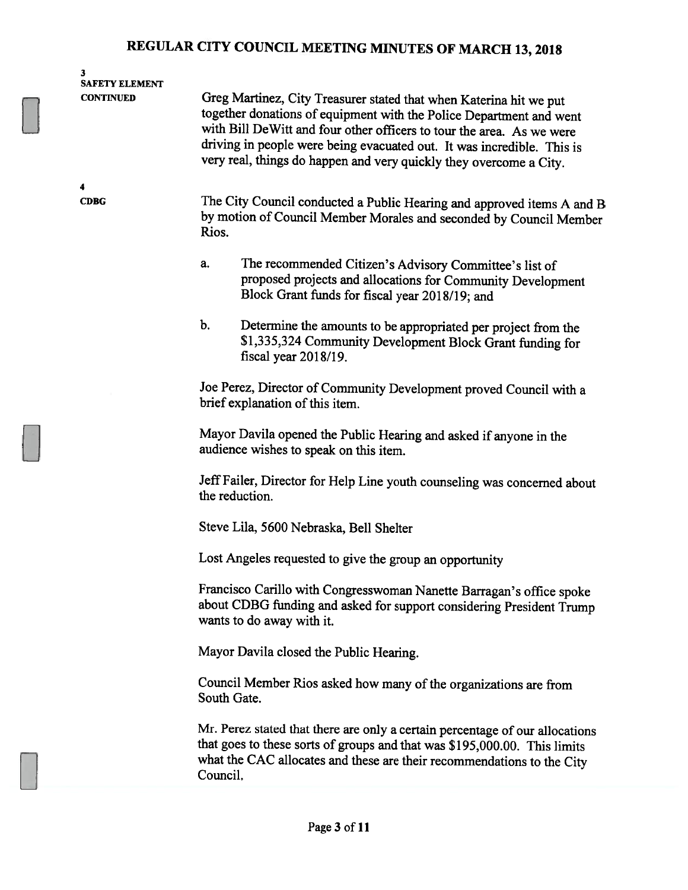# REGULAR CITY COUNCIL MEETING MINUTES OF MARCH 13, 2018

**3**
**SAFETY ELEMENT**
**CONTINUED**

Greg Martinez, City Treasurer stated that when Katerina hit we put together donations of equipment with the Police Department and went with Bill DeWitt and four other officers to tour the area. As we were driving in people were being evacuated out. It was incredible. This is very real, things do happen and very quickly they overcome a City.

**4**
**CDBG**

The City Council conducted a Public Hearing and approved items A and B by motion of Council Member Morales and seconded by Council Member Rios.

a. The recommended Citizen's Advisory Committee's list of proposed projects and allocations for Community Development Block Grant funds for fiscal year 2018/19; and

b. Determine the amounts to be appropriated per project from the $1,335,324 Community Development Block Grant funding for fiscal year 2018/19.

Joe Perez, Director of Community Development proved Council with a brief explanation of this item.

Mayor Davila opened the Public Hearing and asked if anyone in the audience wishes to speak on this item.

Jeff Failer, Director for Help Line youth counseling was concerned about the reduction.

Steve Lila, 5600 Nebraska, Bell Shelter

Lost Angeles requested to give the group an opportunity

Francisco Carillo with Congresswoman Nanette Barragan's office spoke about CDBG funding and asked for support considering President Trump wants to do away with it.

Mayor Davila closed the Public Hearing.

Council Member Rios asked how many of the organizations are from South Gate.

Mr. Perez stated that there are only a certain percentage of our allocations that goes to these sorts of groups and that was $195,000.00. This limits what the CAC allocates and these are their recommendations to the City Council.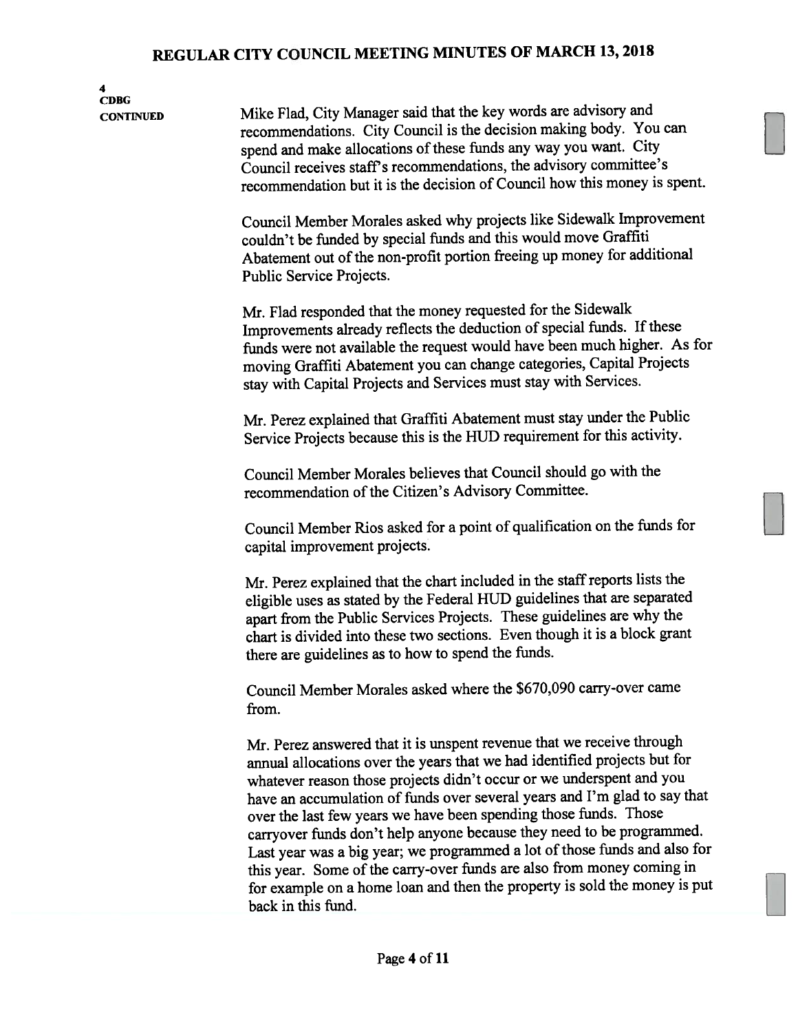**4**
**CDBG**
**CONTINUED**

Mike Flad, City Manager said that the key words are advisory and recommendations. City Council is the decision making body. You can spend and make allocations of these funds any way you want. City Council receives staff's recommendations, the advisory committee's recommendation but it is the decision of Council how this money is spent.

Council Member Morales asked why projects like Sidewalk Improvement couldn't be funded by special funds and this would move Graffiti Abatement out of the non-profit portion freeing up money for additional Public Service Projects.

Mr. Flad responded that the money requested for the Sidewalk Improvements already reflects the deduction of special funds. If these funds were not available the request would have been much higher. As for moving Graffiti Abatement you can change categories, Capital Projects stay with Capital Projects and Services must stay with Services.

Mr. Perez explained that Graffiti Abatement must stay under the Public Service Projects because this is the HUD requirement for this activity.

Council Member Morales believes that Council should go with the recommendation of the Citizen's Advisory Committee.

Council Member Rios asked for a point of qualification on the funds for capital improvement projects.

Mr. Perez explained that the chart included in the staff reports lists the eligible uses as stated by the Federal HUD guidelines that are separated apart from the Public Services Projects. These guidelines are why the chart is divided into these two sections. Even though it is a block grant there are guidelines as to how to spend the funds.

Council Member Morales asked where the $670,090 carry-over came from.

Mr. Perez answered that it is unspent revenue that we receive through annual allocations over the years that we had identified projects but for whatever reason those projects didn't occur or we underspent and you have an accumulation of funds over several years and I'm glad to say that over the last few years we have been spending those funds. Those carryover funds don't help anyone because they need to be programmed. Last year was a big year; we programmed a lot of those funds and also for this year. Some of the carry-over funds are also from money coming in for example on a home loan and then the property is sold the money is put back in this fund.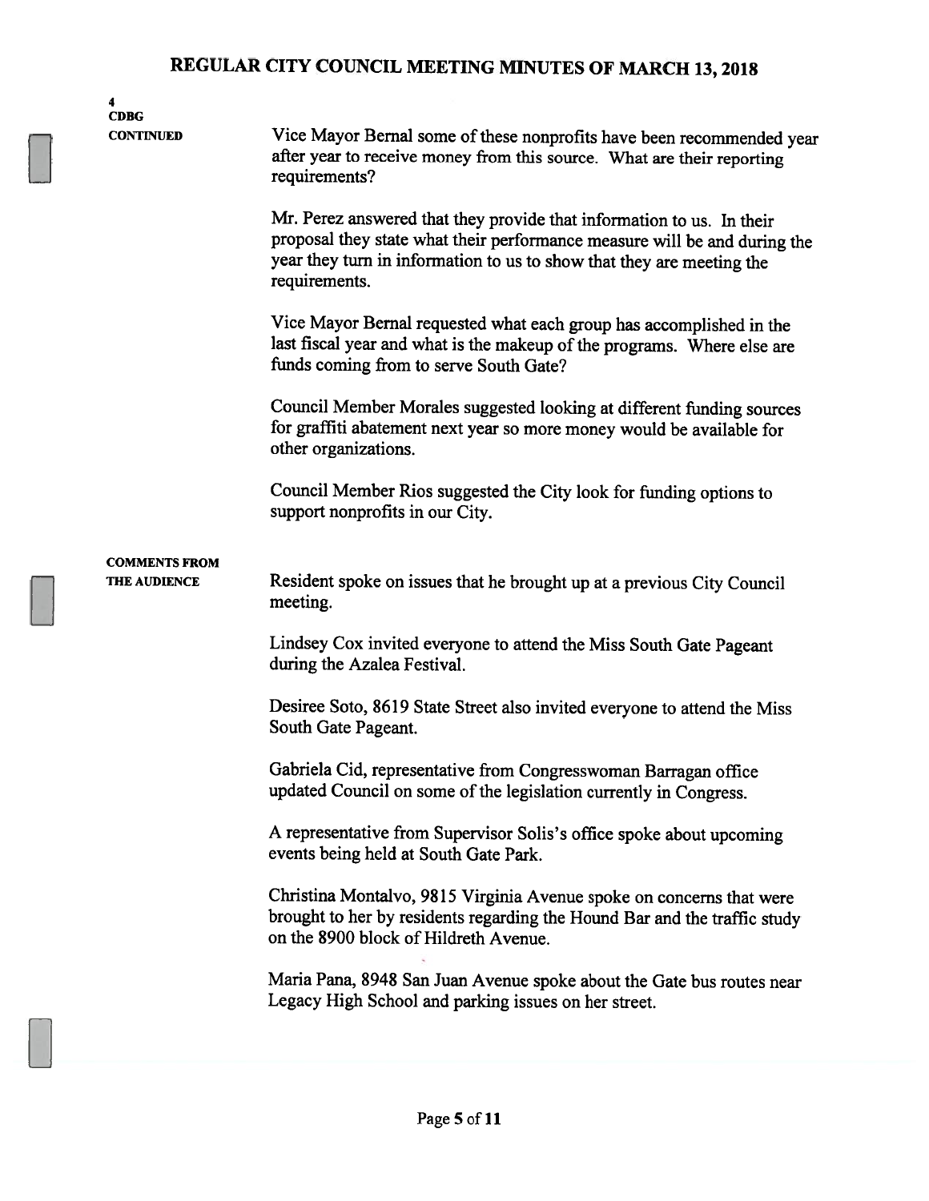# REGULAR CITY COUNCIL MEETING MINUTES OF MARCH 13, 2018

**4**
**CDBG**
**CONTINUED**

Vice Mayor Bernal some of these nonprofits have been recommended year after year to receive money from this source. What are their reporting requirements?

Mr. Perez answered that they provide that information to us. In their proposal they state what their performance measure will be and during the year they turn in information to us to show that they are meeting the requirements.

Vice Mayor Bernal requested what each group has accomplished in the last fiscal year and what is the makeup of the programs. Where else are funds coming from to serve South Gate?

Council Member Morales suggested looking at different funding sources for graffiti abatement next year so more money would be available for other organizations.

Council Member Rios suggested the City look for funding options to support nonprofits in our City.

**COMMENTS FROM THE AUDIENCE**

Resident spoke on issues that he brought up at a previous City Council meeting.

Lindsey Cox invited everyone to attend the Miss South Gate Pageant during the Azalea Festival.

Desiree Soto, 8619 State Street also invited everyone to attend the Miss South Gate Pageant.

Gabriela Cid, representative from Congresswoman Barragan office updated Council on some of the legislation currently in Congress.

A representative from Supervisor Solis's office spoke about upcoming events being held at South Gate Park.

Christina Montalvo, 9815 Virginia Avenue spoke on concerns that were brought to her by residents regarding the Hound Bar and the traffic study on the 8900 block of Hildreth Avenue.

Maria Pana, 8948 San Juan Avenue spoke about the Gate bus routes near Legacy High School and parking issues on her street.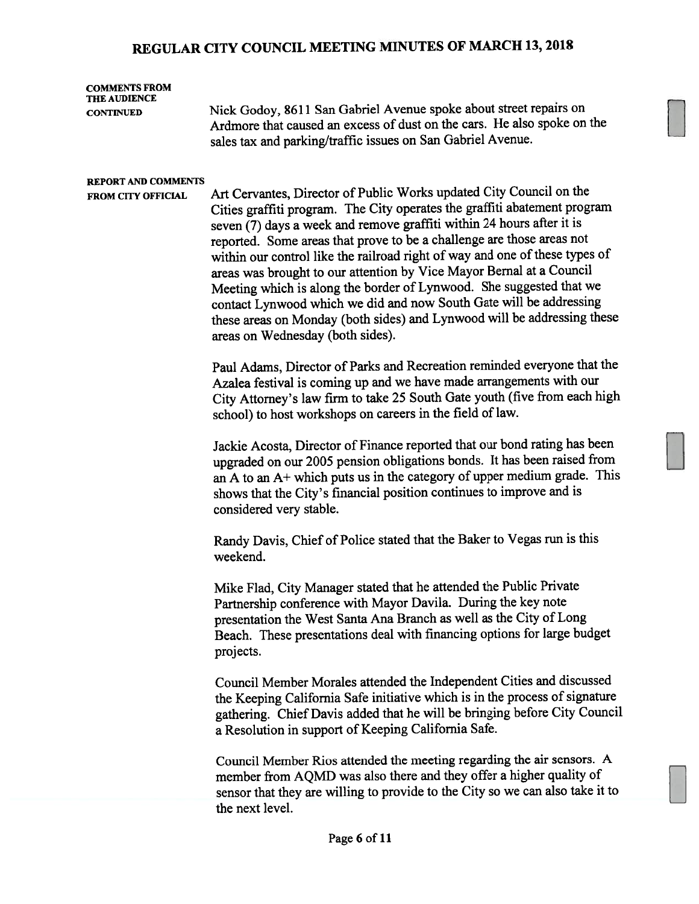# REGULAR CITY COUNCIL MEETING MINUTES OF MARCH 13, 2018

**COMMENTS FROM THE AUDIENCE CONTINUED**

Nick Godoy, 8611 San Gabriel Avenue spoke about street repairs on Ardmore that caused an excess of dust on the cars. He also spoke on the sales tax and parking/traffic issues on San Gabriel Avenue.

**REPORT AND COMMENTS FROM CITY OFFICIAL**

Art Cervantes, Director of Public Works updated City Council on the Cities graffiti program. The City operates the graffiti abatement program seven (7) days a week and remove graffiti within 24 hours after it is reported. Some areas that prove to be a challenge are those areas not within our control like the railroad right of way and one of these types of areas was brought to our attention by Vice Mayor Bernal at a Council Meeting which is along the border of Lynwood. She suggested that we contact Lynwood which we did and now South Gate will be addressing these areas on Monday (both sides) and Lynwood will be addressing these areas on Wednesday (both sides).

Paul Adams, Director of Parks and Recreation reminded everyone that the Azalea festival is coming up and we have made arrangements with our City Attorney's law firm to take 25 South Gate youth (five from each high school) to host workshops on careers in the field of law.

Jackie Acosta, Director of Finance reported that our bond rating has been upgraded on our 2005 pension obligations bonds. It has been raised from an A to an A+ which puts us in the category of upper medium grade. This shows that the City's financial position continues to improve and is considered very stable.

Randy Davis, Chief of Police stated that the Baker to Vegas run is this weekend.

Mike Flad, City Manager stated that he attended the Public Private Partnership conference with Mayor Davila. During the key note presentation the West Santa Ana Branch as well as the City of Long Beach. These presentations deal with financing options for large budget projects.

Council Member Morales attended the Independent Cities and discussed the Keeping California Safe initiative which is in the process of signature gathering. Chief Davis added that he will be bringing before City Council a Resolution in support of Keeping California Safe.

Council Member Rios attended the meeting regarding the air sensors. A member from AQMD was also there and they offer a higher quality of sensor that they are willing to provide to the City so we can also take it to the next level.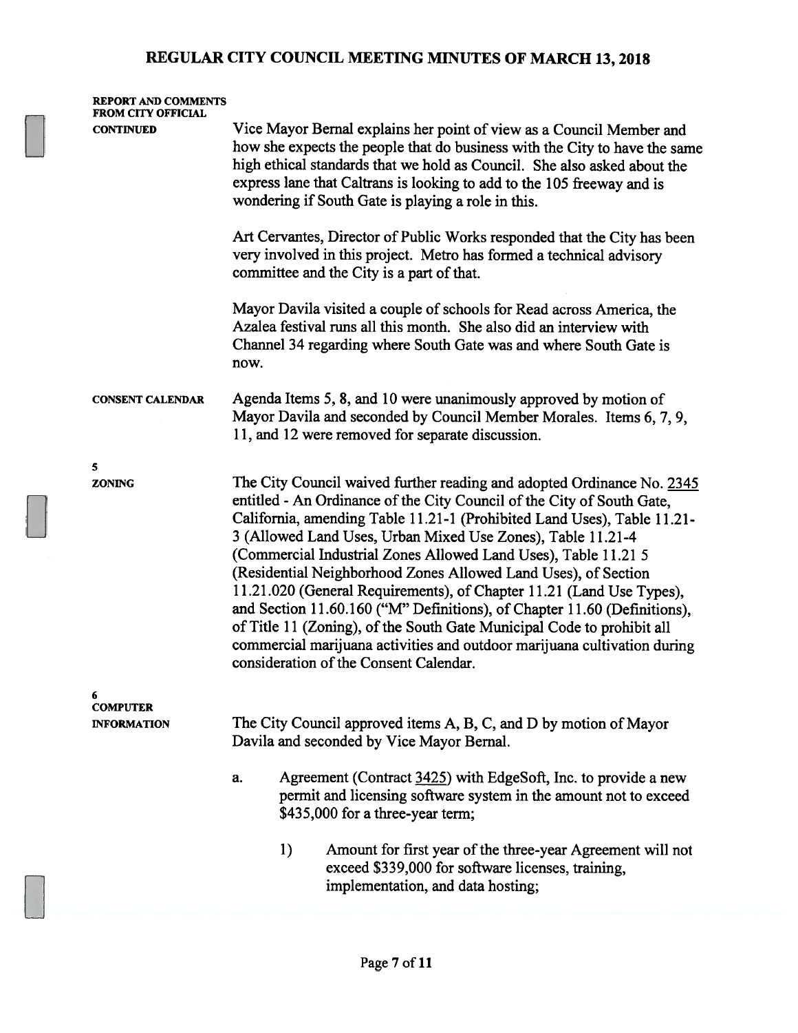**REPORT AND COMMENTS FROM CITY OFFICIAL CONTINUED**

Vice Mayor Bernal explains her point of view as a Council Member and how she expects the people that do business with the City to have the same high ethical standards that we hold as Council. She also asked about the express lane that Caltrans is looking to add to the 105 freeway and is wondering if South Gate is playing a role in this.

Art Cervantes, Director of Public Works responded that the City has been very involved in this project. Metro has formed a technical advisory committee and the City is a part of that.

Mayor Davila visited a couple of schools for Read across America, the Azalea festival runs all this month. She also did an interview with Channel 34 regarding where South Gate was and where South Gate is now.

**CONSENT CALENDAR**

Agenda Items 5, 8, and 10 were unanimously approved by motion of Mayor Davila and seconded by Council Member Morales. Items 6, 7, 9, 11, and 12 were removed for separate discussion.

**5**
**ZONING**

The City Council waived further reading and adopted Ordinance No. 2345 entitled - An Ordinance of the City Council of the City of South Gate, California, amending Table 11.21-1 (Prohibited Land Uses), Table 11.21-3 (Allowed Land Uses, Urban Mixed Use Zones), Table 11.21-4 (Commercial Industrial Zones Allowed Land Uses), Table 11.21 5 (Residential Neighborhood Zones Allowed Land Uses), of Section 11.21.020 (General Requirements), of Chapter 11.21 (Land Use Types), and Section 11.60.160 ("M" Definitions), of Chapter 11.60 (Definitions), of Title 11 (Zoning), of the South Gate Municipal Code to prohibit all commercial marijuana activities and outdoor marijuana cultivation during consideration of the Consent Calendar.

**6**
**COMPUTER INFORMATION**

The City Council approved items A, B, C, and D by motion of Mayor Davila and seconded by Vice Mayor Bernal.

a. Agreement (Contract 3425) with EdgeSoft, Inc. to provide a new permit and licensing software system in the amount not to exceed $435,000 for a three-year term;

   1) Amount for first year of the three-year Agreement will not exceed $339,000 for software licenses, training, implementation, and data hosting;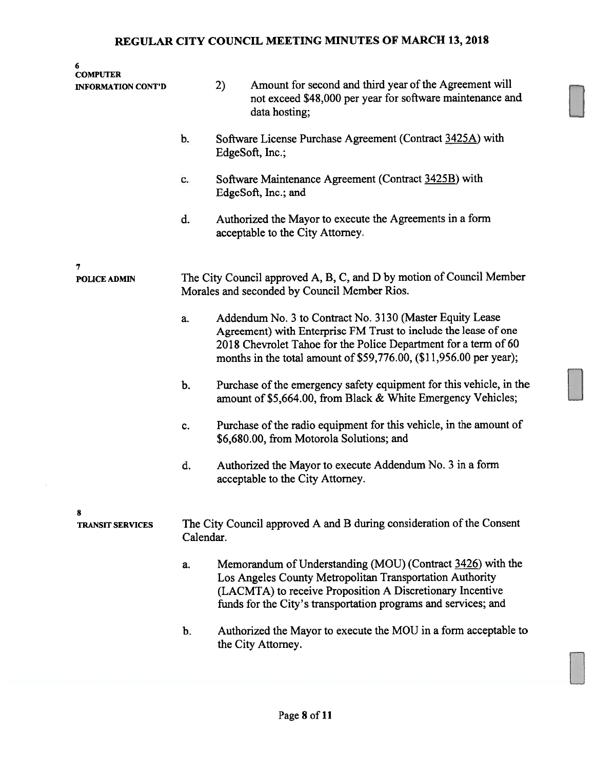**6**
**COMPUTER INFORMATION CONT'D**

2) Amount for second and third year of the Agreement will not exceed $48,000 per year for software maintenance and data hosting;

b. Software License Purchase Agreement (Contract 3425A) with EdgeSoft, Inc.;

c. Software Maintenance Agreement (Contract 3425B) with EdgeSoft, Inc.; and

d. Authorized the Mayor to execute the Agreements in a form acceptable to the City Attorney.

**7**
**POLICE ADMIN**

The City Council approved A, B, C, and D by motion of Council Member Morales and seconded by Council Member Rios.

a. Addendum No. 3 to Contract No. 3130 (Master Equity Lease Agreement) with Enterprise FM Trust to include the lease of one 2018 Chevrolet Tahoe for the Police Department for a term of 60 months in the total amount of $59,776.00, ($11,956.00 per year);

b. Purchase of the emergency safety equipment for this vehicle, in the amount of $5,664.00, from Black & White Emergency Vehicles;

c. Purchase of the radio equipment for this vehicle, in the amount of $6,680.00, from Motorola Solutions; and

d. Authorized the Mayor to execute Addendum No. 3 in a form acceptable to the City Attorney.

**8**
**TRANSIT SERVICES**

The City Council approved A and B during consideration of the Consent Calendar.

a. Memorandum of Understanding (MOU) (Contract 3426) with the Los Angeles County Metropolitan Transportation Authority (LACMTA) to receive Proposition A Discretionary Incentive funds for the City's transportation programs and services; and

b. Authorized the Mayor to execute the MOU in a form acceptable to the City Attorney.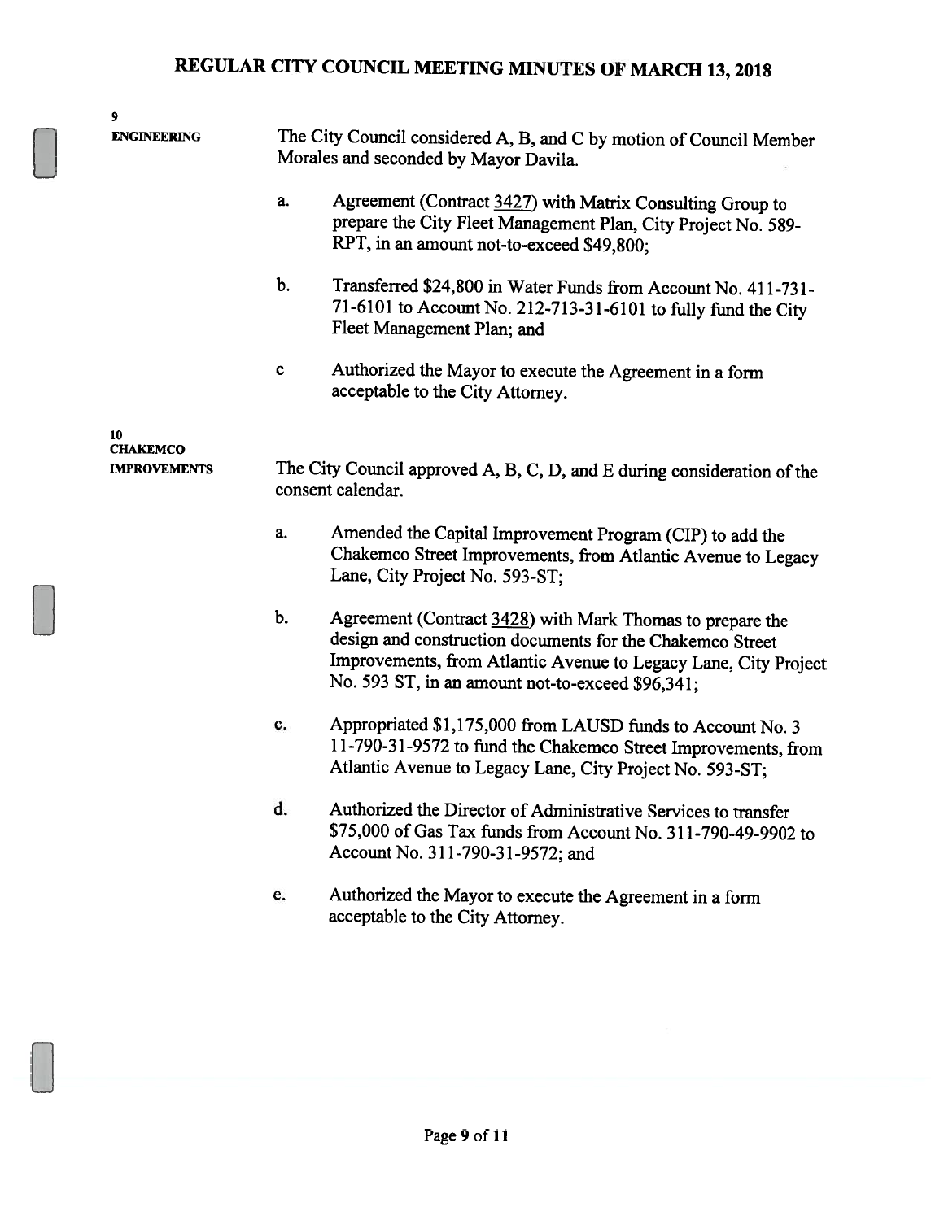**9**
**ENGINEERING**

The City Council considered A, B, and C by motion of Council Member Morales and seconded by Mayor Davila.

a. Agreement (Contract 3427) with Matrix Consulting Group to prepare the City Fleet Management Plan, City Project No. 589-RPT, in an amount not-to-exceed $49,800;

b. Transferred $24,800 in Water Funds from Account No. 411-731-71-6101 to Account No. 212-713-31-6101 to fully fund the City Fleet Management Plan; and

c Authorized the Mayor to execute the Agreement in a form acceptable to the City Attorney.

**10**
**CHAKEMCO IMPROVEMENTS**

The City Council approved A, B, C, D, and E during consideration of the consent calendar.

a. Amended the Capital Improvement Program (CIP) to add the Chakemco Street Improvements, from Atlantic Avenue to Legacy Lane, City Project No. 593-ST;

b. Agreement (Contract 3428) with Mark Thomas to prepare the design and construction documents for the Chakemco Street Improvements, from Atlantic Avenue to Legacy Lane, City Project No. 593 ST, in an amount not-to-exceed $96,341;

c. Appropriated $1,175,000 from LAUSD funds to Account No. 3 11-790-31-9572 to fund the Chakemco Street Improvements, from Atlantic Avenue to Legacy Lane, City Project No. 593-ST;

d. Authorized the Director of Administrative Services to transfer $75,000 of Gas Tax funds from Account No. 311-790-49-9902 to Account No. 311-790-31-9572; and

e. Authorized the Mayor to execute the Agreement in a form acceptable to the City Attorney.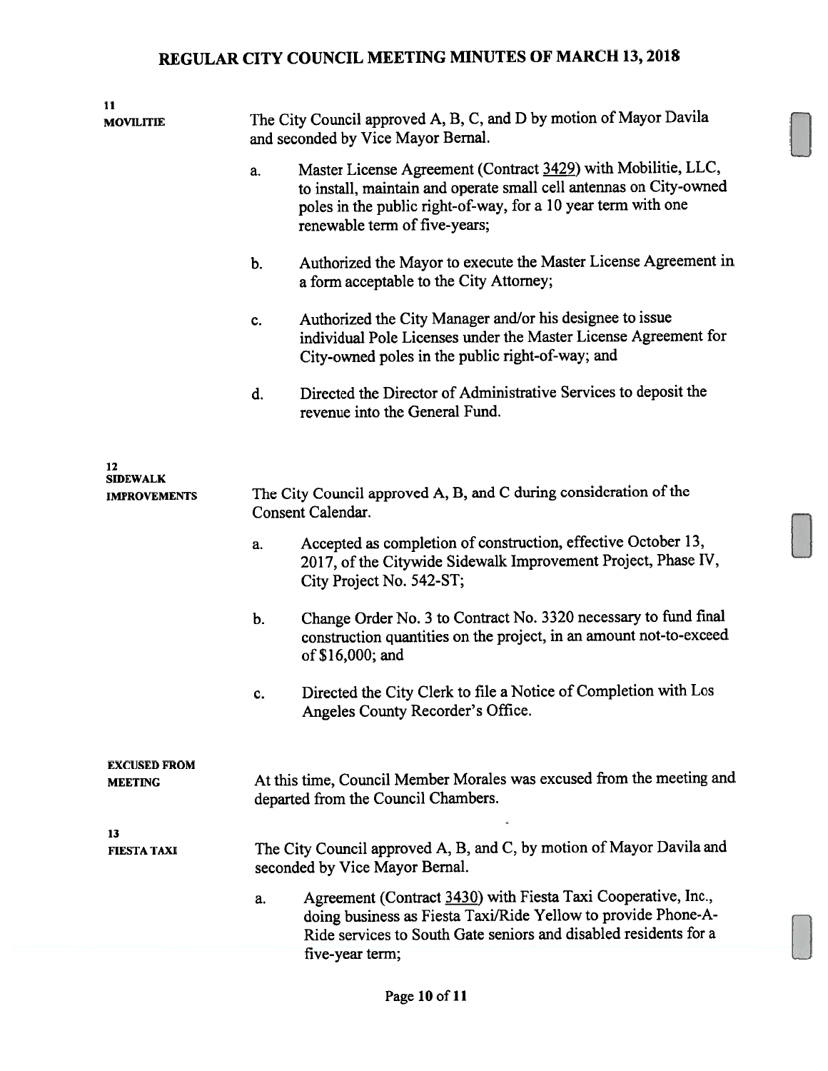**11**
**MOVILITIE**

The City Council approved A, B, C, and D by motion of Mayor Davila and seconded by Vice Mayor Bernal.

a. Master License Agreement (Contract 3429) with Mobilitie, LLC, to install, maintain and operate small cell antennas on City-owned poles in the public right-of-way, for a 10 year term with one renewable term of five-years;

b. Authorized the Mayor to execute the Master License Agreement in a form acceptable to the City Attorney;

c. Authorized the City Manager and/or his designee to issue individual Pole Licenses under the Master License Agreement for City-owned poles in the public right-of-way; and

d. Directed the Director of Administrative Services to deposit the revenue into the General Fund.

**12**
**SIDEWALK IMPROVEMENTS**

The City Council approved A, B, and C during consideration of the Consent Calendar.

a. Accepted as completion of construction, effective October 13, 2017, of the Citywide Sidewalk Improvement Project, Phase IV, City Project No. 542-ST;

b. Change Order No. 3 to Contract No. 3320 necessary to fund final construction quantities on the project, in an amount not-to-exceed of $16,000; and

c. Directed the City Clerk to file a Notice of Completion with Los Angeles County Recorder's Office.

**EXCUSED FROM MEETING**

At this time, Council Member Morales was excused from the meeting and departed from the Council Chambers.

**13**
**FIESTA TAXI**

The City Council approved A, B, and C, by motion of Mayor Davila and seconded by Vice Mayor Bernal.

a. Agreement (Contract 3430) with Fiesta Taxi Cooperative, Inc., doing business as Fiesta Taxi/Ride Yellow to provide Phone-A-Ride services to South Gate seniors and disabled residents for a five-year term;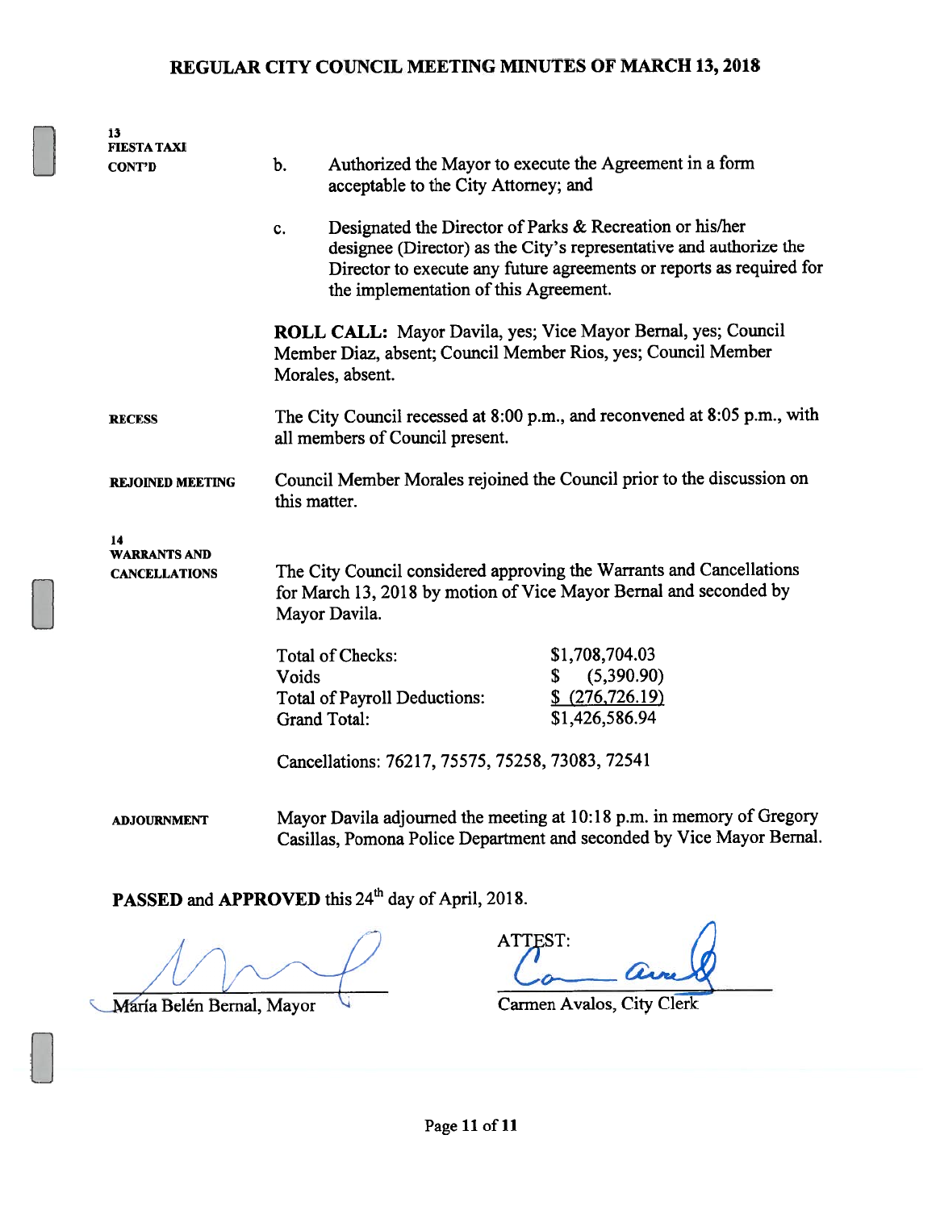# REGULAR CITY COUNCIL MEETING MINUTES OF MARCH 13, 2018

**13 FIESTA TAXI CONT'D**

b. Authorized the Mayor to execute the Agreement in a form acceptable to the City Attorney; and

c. Designated the Director of Parks & Recreation or his/her designee (Director) as the City's representative and authorize the Director to execute any future agreements or reports as required for the implementation of this Agreement.

**ROLL CALL:** Mayor Davila, yes; Vice Mayor Bernal, yes; Council Member Diaz, absent; Council Member Rios, yes; Council Member Morales, absent.

**RECESS**

The City Council recessed at 8:00 p.m., and reconvened at 8:05 p.m., with all members of Council present.

**REJOINED MEETING**

Council Member Morales rejoined the Council prior to the discussion on this matter.

**14 WARRANTS AND CANCELLATIONS**

The City Council considered approving the Warrants and Cancellations for March 13, 2018 by motion of Vice Mayor Bernal and seconded by Mayor Davila.

| | |
|---|---|
| Total of Checks: | $1,708,704.03 |
| Voids | $ (5,390.90) |
| Total of Payroll Deductions: | $ (276,726.19) |
| Grand Total: | $1,426,586.94 |

Cancellations: 76217, 75575, 75258, 73083, 72541

**ADJOURNMENT**

Mayor Davila adjourned the meeting at 10:18 p.m. in memory of Gregory Casillas, Pomona Police Department and seconded by Vice Mayor Bernal.

**PASSED** and **APPROVED** this 24th day of April, 2018.

María Belén Bernal, Mayor

ATTEST:

Carmen Avalos, City Clerk